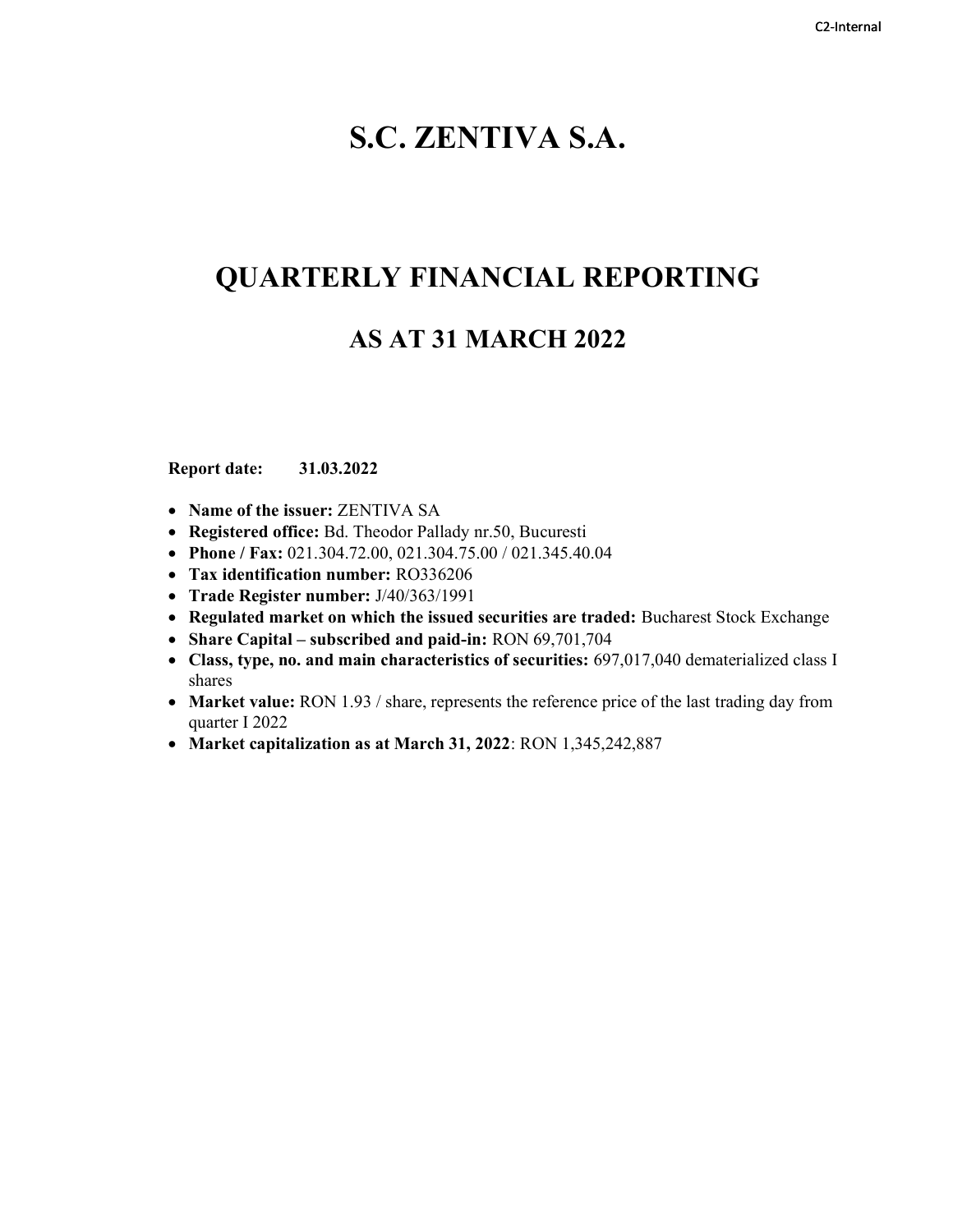# S.C. ZENTIVA S.A.

# QUARTERLY FINANCIAL REPORTING

## AS AT 31 MARCH 2022

**Report date:** **31.03.2022**

- **Name of the issuer:** ZENTIVA SA
- **Registered office:** Bd. Theodor Pallady nr.50, Bucuresti
- **Phone / Fax:** 021.304.72.00, 021.304.75.00 / 021.345.40.04
- **Tax identification number:** RO336206
- **Trade Register number:** J/40/363/1991
- **Regulated market on which the issued securities are traded:** Bucharest Stock Exchange
- **Share Capital – subscribed and paid-in:** RON 69,701,704
- **Class, type, no. and main characteristics of securities:** 697,017,040 dematerialized class I shares
- **Market value:** RON 1.93 / share, represents the reference price of the last trading day from quarter I 2022
- **Market capitalization as at March 31, 2022**: RON 1,345,242,887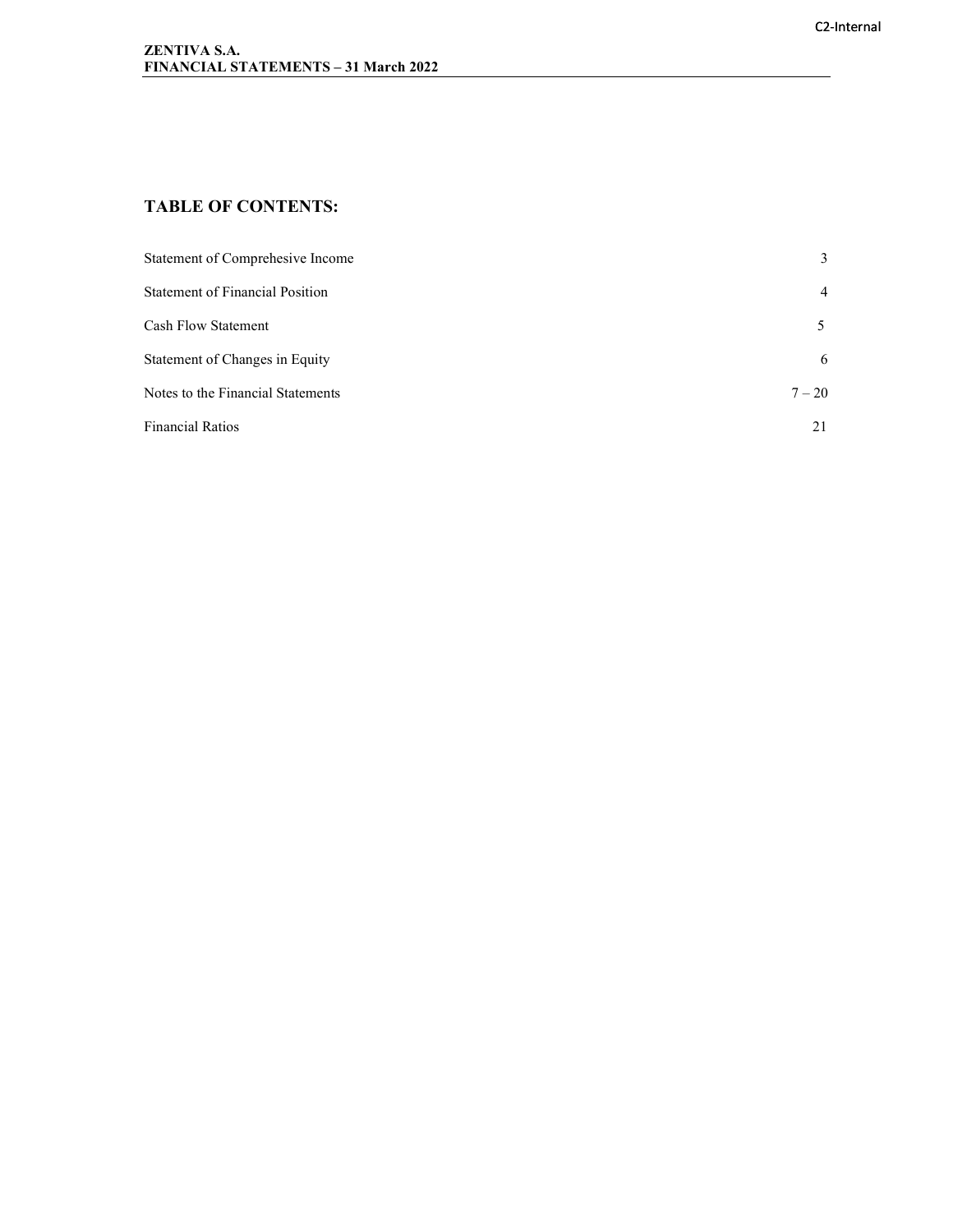# TABLE OF CONTENTS:

| | |
|---|---|
| Statement of Comprehesive Income | 3 |
| Statement of Financial Position | 4 |
| Cash Flow Statement | 5 |
| Statement of Changes in Equity | 6 |
| Notes to the Financial Statements | 7 – 20 |
| Financial Ratios | 21 |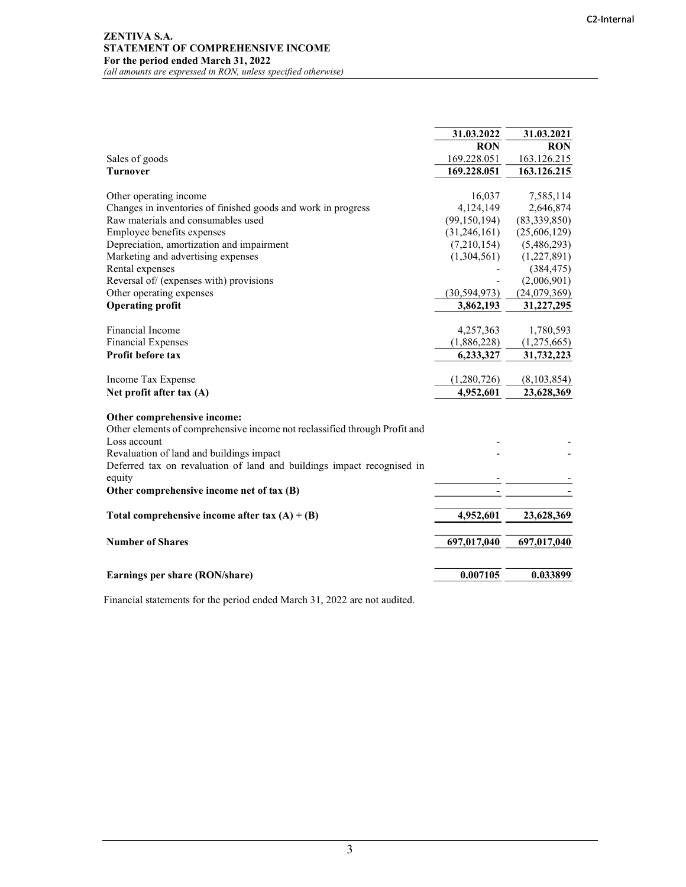**ZENTIVA S.A.**
**STATEMENT OF COMPREHENSIVE INCOME**
**For the period ended March 31, 2022**
*(all amounts are expressed in RON, unless specified otherwise)*

| | **31.03.2022** | **31.03.2021** |
|---|---|---|
| | **RON** | **RON** |
| Sales of goods | 169.228.051 | 163.126.215 |
| **Turnover** | **169.228.051** | **163.126.215** |
| | | |
| Other operating income | 16,037 | 7,585,114 |
| Changes in inventories of finished goods and work in progress | 4,124,149 | 2,646,874 |
| Raw materials and consumables used | (99,150,194) | (83,339,850) |
| Employee benefits expenses | (31,246,161) | (25,606,129) |
| Depreciation, amortization and impairment | (7,210,154) | (5,486,293) |
| Marketing and advertising expenses | (1,304,561) | (1,227,891) |
| Rental expenses | - | (384,475) |
| Reversal of/ (expenses with) provisions | - | (2,006,901) |
| Other operating expenses | (30,594,973) | (24,079,369) |
| **Operating profit** | **3,862,193** | **31,227,295** |
| | | |
| Financial Income | 4,257,363 | 1,780,593 |
| Financial Expenses | (1,886,228) | (1,275,665) |
| **Profit before tax** | **6,233,327** | **31,732,223** |
| | | |
| Income Tax Expense | (1,280,726) | (8,103,854) |
| **Net profit after tax (A)** | **4,952,601** | **23,628,369** |
| | | |
| **Other comprehensive income:** | | |
| Other elements of comprehensive income not reclassified through Profit and Loss account | - | - |
| Revaluation of land and buildings impact | - | - |
| Deferred tax on revaluation of land and buildings impact recognised in equity | - | - |
| **Other comprehensive income net of tax (B)** | **-** | **-** |
| | | |
| **Total comprehensive income after tax (A) + (B)** | **4,952,601** | **23,628,369** |
| | | |
| **Number of Shares** | **697,017,040** | **697,017,040** |
| | | |
| **Earnings per share (RON/share)** | **0.007105** | **0.033899** |

Financial statements for the period ended March 31, 2022 are not audited.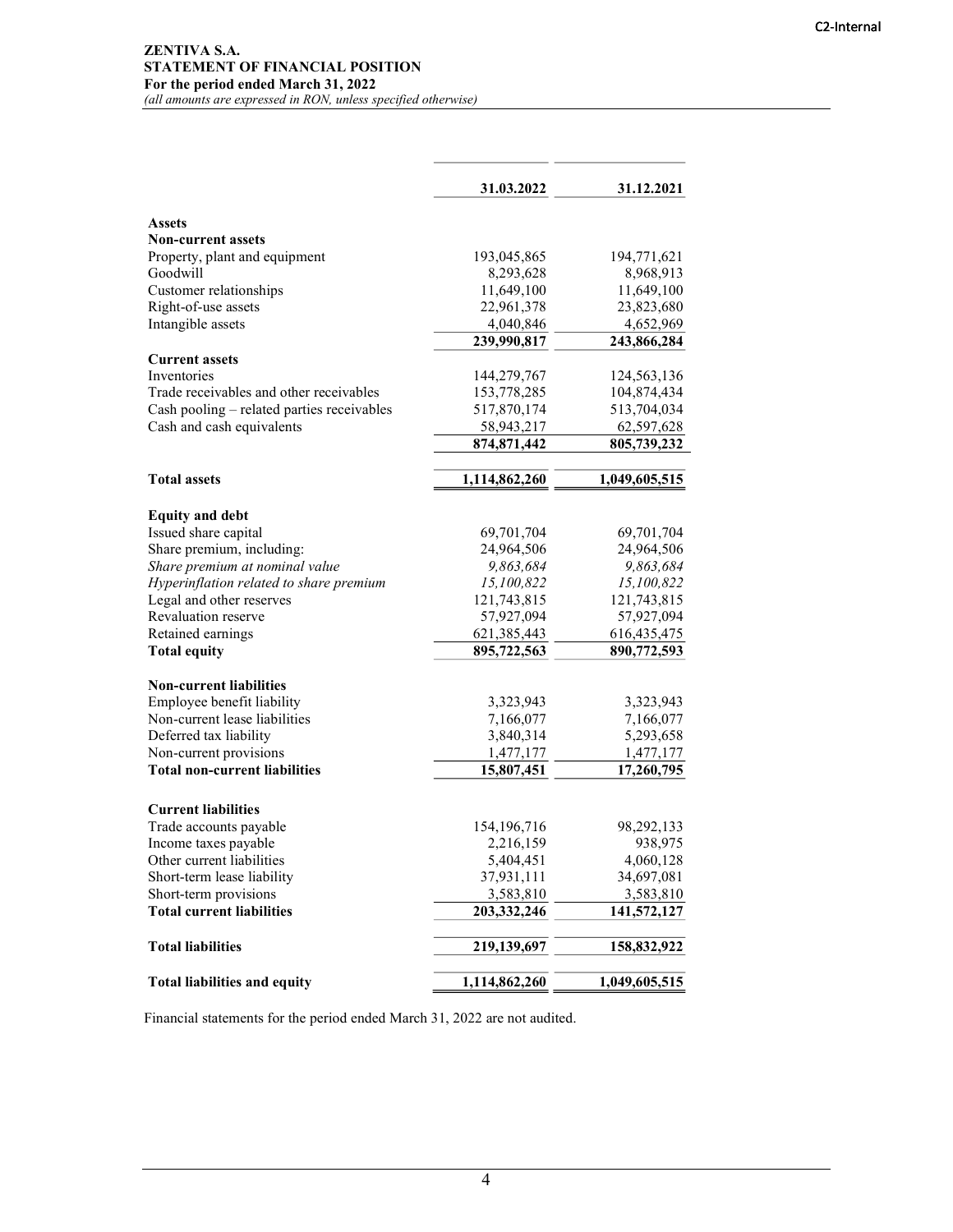**ZENTIVA S.A.**
**STATEMENT OF FINANCIAL POSITION**
**For the period ended March 31, 2022**
*(all amounts are expressed in RON, unless specified otherwise)*

| | 31.03.2022 | 31.12.2021 |
|---|---|---|
| **Assets** | | |
| **Non-current assets** | | |
| Property, plant and equipment | 193,045,865 | 194,771,621 |
| Goodwill | 8,293,628 | 8,968,913 |
| Customer relationships | 11,649,100 | 11,649,100 |
| Right-of-use assets | 22,961,378 | 23,823,680 |
| Intangible assets | 4,040,846 | 4,652,969 |
| | **239,990,817** | **243,866,284** |
| **Current assets** | | |
| Inventories | 144,279,767 | 124,563,136 |
| Trade receivables and other receivables | 153,778,285 | 104,874,434 |
| Cash pooling – related parties receivables | 517,870,174 | 513,704,034 |
| Cash and cash equivalents | 58,943,217 | 62,597,628 |
| | **874,871,442** | **805,739,232** |
| **Total assets** | **1,114,862,260** | **1,049,605,515** |
| **Equity and debt** | | |
| Issued share capital | 69,701,704 | 69,701,704 |
| Share premium, including: | 24,964,506 | 24,964,506 |
| *Share premium at nominal value* | *9,863,684* | *9,863,684* |
| *Hyperinflation related to share premium* | *15,100,822* | *15,100,822* |
| Legal and other reserves | 121,743,815 | 121,743,815 |
| Revaluation reserve | 57,927,094 | 57,927,094 |
| Retained earnings | 621,385,443 | 616,435,475 |
| **Total equity** | **895,722,563** | **890,772,593** |
| **Non-current liabilities** | | |
| Employee benefit liability | 3,323,943 | 3,323,943 |
| Non-current lease liabilities | 7,166,077 | 7,166,077 |
| Deferred tax liability | 3,840,314 | 5,293,658 |
| Non-current provisions | 1,477,177 | 1,477,177 |
| **Total non-current liabilities** | **15,807,451** | **17,260,795** |
| **Current liabilities** | | |
| Trade accounts payable | 154,196,716 | 98,292,133 |
| Income taxes payable | 2,216,159 | 938,975 |
| Other current liabilities | 5,404,451 | 4,060,128 |
| Short-term lease liability | 37,931,111 | 34,697,081 |
| Short-term provisions | 3,583,810 | 3,583,810 |
| **Total current liabilities** | **203,332,246** | **141,572,127** |
| **Total liabilities** | **219,139,697** | **158,832,922** |
| **Total liabilities and equity** | **1,114,862,260** | **1,049,605,515** |

Financial statements for the period ended March 31, 2022 are not audited.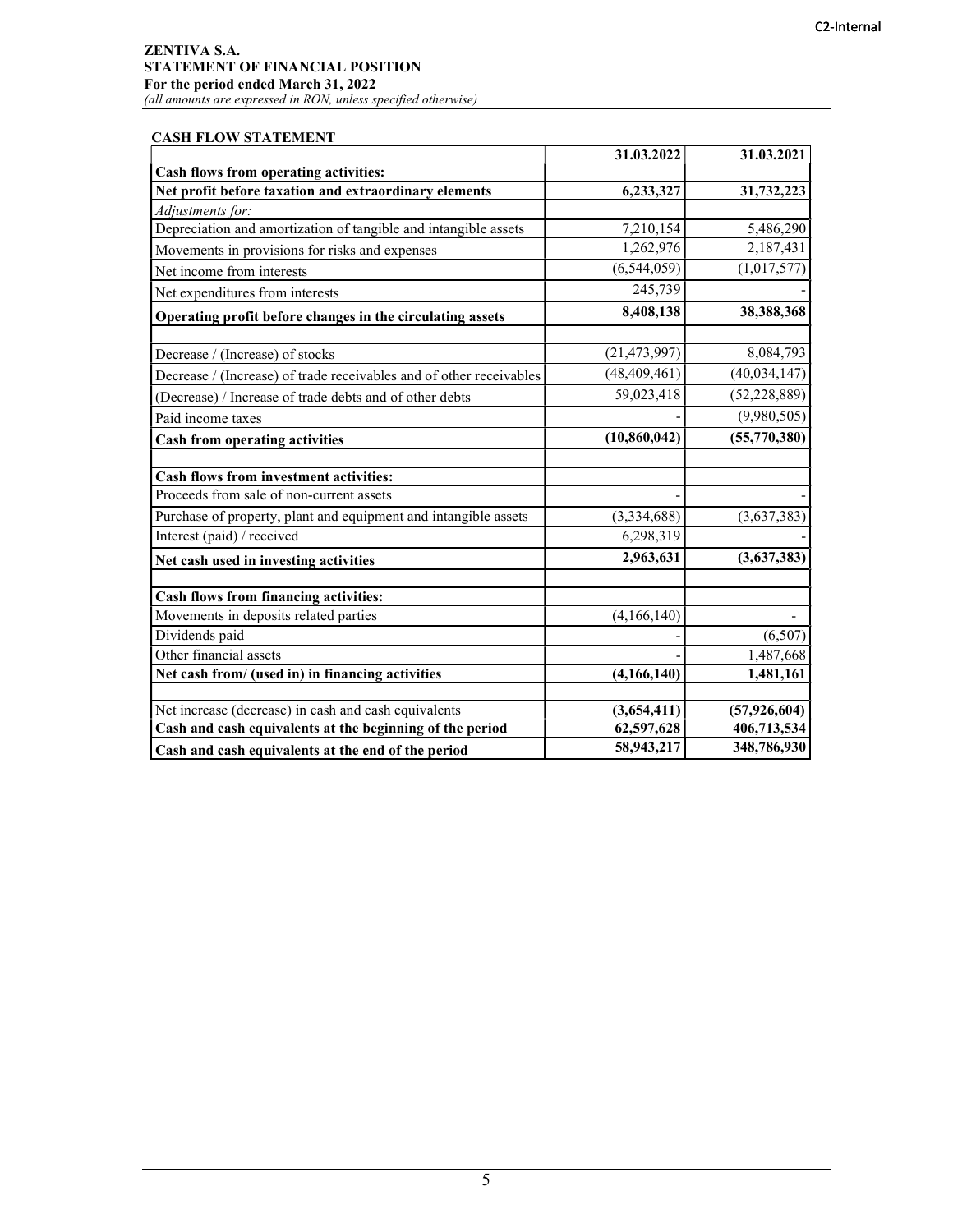**ZENTIVA S.A.**
**STATEMENT OF FINANCIAL POSITION**
**For the period ended March 31, 2022**
*(all amounts are expressed in RON, unless specified otherwise)*

## CASH FLOW STATEMENT

| | 31.03.2022 | 31.03.2021 |
|---|---|---|
| **Cash flows from operating activities:** | | |
| **Net profit before taxation and extraordinary elements** | **6,233,327** | **31,732,223** |
| *Adjustments for:* | | |
| Depreciation and amortization of tangible and intangible assets | 7,210,154 | 5,486,290 |
| Movements in provisions for risks and expenses | 1,262,976 | 2,187,431 |
| Net income from interests | (6,544,059) | (1,017,577) |
| Net expenditures from interests | 245,739 | - |
| **Operating profit before changes in the circulating assets** | **8,408,138** | **38,388,368** |
| | | |
| Decrease / (Increase) of stocks | (21,473,997) | 8,084,793 |
| Decrease / (Increase) of trade receivables and of other receivables | (48,409,461) | (40,034,147) |
| (Decrease) / Increase of trade debts and of other debts | 59,023,418 | (52,228,889) |
| Paid income taxes | - | (9,980,505) |
| **Cash from operating activities** | **(10,860,042)** | **(55,770,380)** |
| | | |
| **Cash flows from investment activities:** | | |
| Proceeds from sale of non-current assets | - | - |
| Purchase of property, plant and equipment and intangible assets | (3,334,688) | (3,637,383) |
| Interest (paid) / received | 6,298,319 | - |
| **Net cash used in investing activities** | **2,963,631** | **(3,637,383)** |
| | | |
| **Cash flows from financing activities:** | | |
| Movements in deposits related parties | (4,166,140) | - |
| Dividends paid | - | (6,507) |
| Other financial assets | - | 1,487,668 |
| **Net cash from/ (used in) in financing activities** | **(4,166,140)** | **1,481,161** |
| | | |
| Net increase (decrease) in cash and cash equivalents | **(3,654,411)** | **(57,926,604)** |
| **Cash and cash equivalents at the beginning of the period** | **62,597,628** | **406,713,534** |
| **Cash and cash equivalents at the end of the period** | **58,943,217** | **348,786,930** |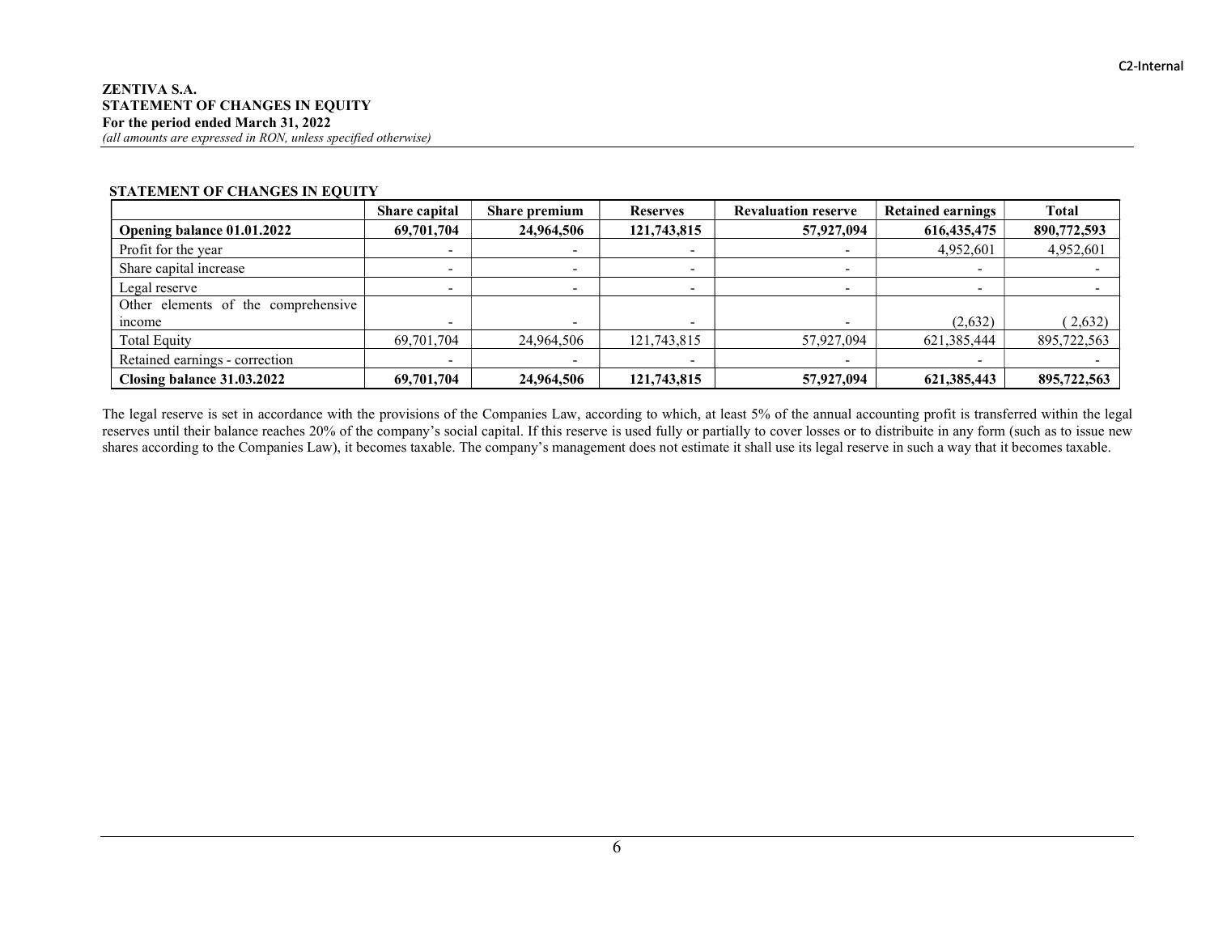**ZENTIVA S.A.**
**STATEMENT OF CHANGES IN EQUITY**
**For the period ended March 31, 2022**
*(all amounts are expressed in RON, unless specified otherwise)*

**STATEMENT OF CHANGES IN EQUITY**

| | Share capital | Share premium | Reserves | Revaluation reserve | Retained earnings | Total |
|---|---|---|---|---|---|---|
| **Opening balance 01.01.2022** | **69,701,704** | **24,964,506** | **121,743,815** | **57,927,094** | **616,435,475** | **890,772,593** |
| Profit for the year | - | - | - | - | 4,952,601 | 4,952,601 |
| Share capital increase | - | - | - | - | - | - |
| Legal reserve | - | - | - | - | - | - |
| Other elements of the comprehensive income | - | - | - | - | (2,632) | ( 2,632) |
| Total Equity | 69,701,704 | 24,964,506 | 121,743,815 | 57,927,094 | 621,385,444 | 895,722,563 |
| Retained earnings - correction | - | - | - | - | - | - |
| **Closing balance 31.03.2022** | **69,701,704** | **24,964,506** | **121,743,815** | **57,927,094** | **621,385,443** | **895,722,563** |

The legal reserve is set in accordance with the provisions of the Companies Law, according to which, at least 5% of the annual accounting profit is transferred within the legal reserves until their balance reaches 20% of the company's social capital. If this reserve is used fully or partially to cover losses or to distribuite in any form (such as to issue new shares according to the Companies Law), it becomes taxable. The company's management does not estimate it shall use its legal reserve in such a way that it becomes taxable.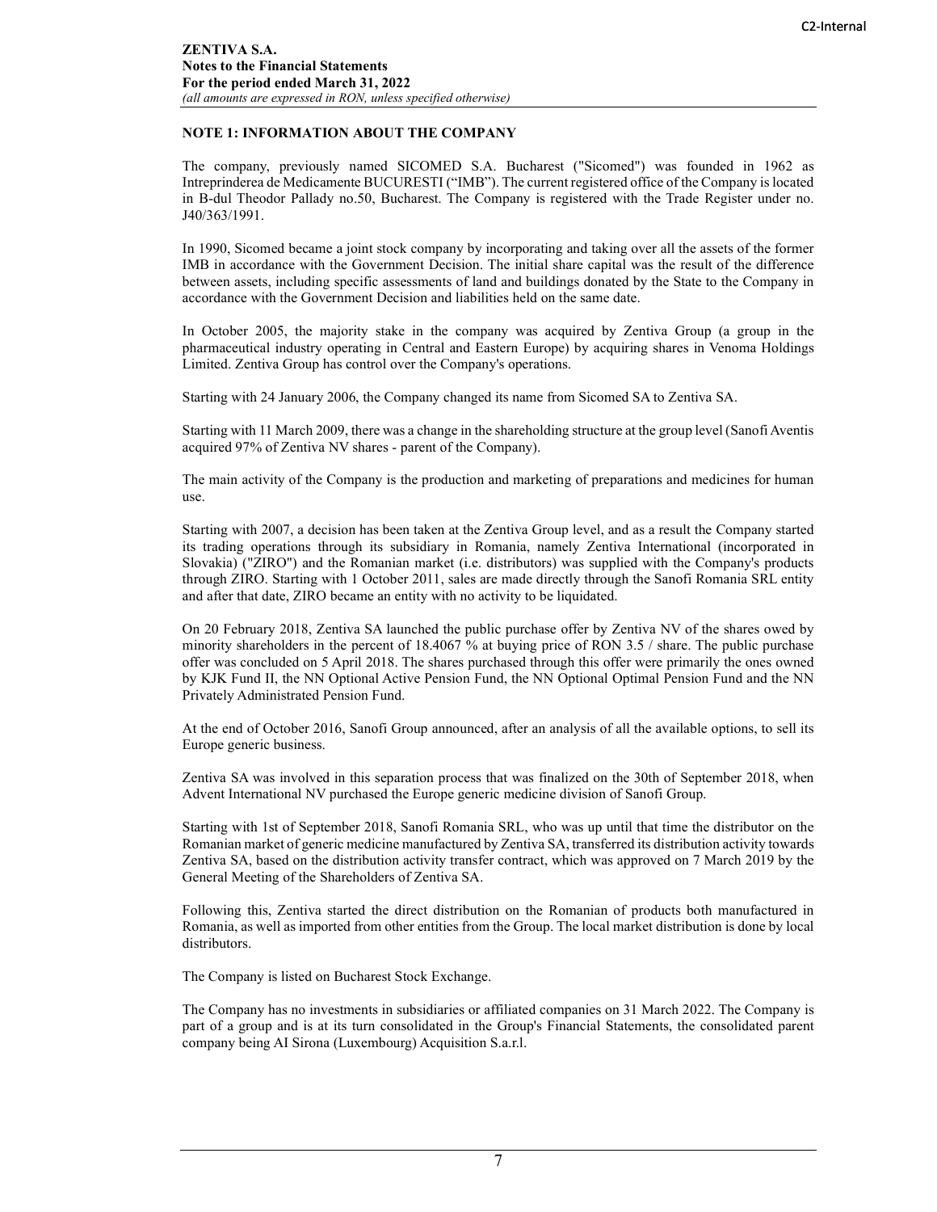**ZENTIVA S.A.**
**Notes to the Financial Statements**
**For the period ended March 31, 2022**
*(all amounts are expressed in RON, unless specified otherwise)*

## NOTE 1: INFORMATION ABOUT THE COMPANY

The company, previously named SICOMED S.A. Bucharest ("Sicomed") was founded in 1962 as Intreprinderea de Medicamente BUCURESTI ("IMB"). The current registered office of the Company is located in B-dul Theodor Pallady no.50, Bucharest. The Company is registered with the Trade Register under no. J40/363/1991.

In 1990, Sicomed became a joint stock company by incorporating and taking over all the assets of the former IMB in accordance with the Government Decision. The initial share capital was the result of the difference between assets, including specific assessments of land and buildings donated by the State to the Company in accordance with the Government Decision and liabilities held on the same date.

In October 2005, the majority stake in the company was acquired by Zentiva Group (a group in the pharmaceutical industry operating in Central and Eastern Europe) by acquiring shares in Venoma Holdings Limited. Zentiva Group has control over the Company's operations.

Starting with 24 January 2006, the Company changed its name from Sicomed SA to Zentiva SA.

Starting with 11 March 2009, there was a change in the shareholding structure at the group level (Sanofi Aventis acquired 97% of Zentiva NV shares - parent of the Company).

The main activity of the Company is the production and marketing of preparations and medicines for human use.

Starting with 2007, a decision has been taken at the Zentiva Group level, and as a result the Company started its trading operations through its subsidiary in Romania, namely Zentiva International (incorporated in Slovakia) ("ZIRO") and the Romanian market (i.e. distributors) was supplied with the Company's products through ZIRO. Starting with 1 October 2011, sales are made directly through the Sanofi Romania SRL entity and after that date, ZIRO became an entity with no activity to be liquidated.

On 20 February 2018, Zentiva SA launched the public purchase offer by Zentiva NV of the shares owed by minority shareholders in the percent of 18.4067 % at buying price of RON 3.5 / share. The public purchase offer was concluded on 5 April 2018. The shares purchased through this offer were primarily the ones owned by KJK Fund II, the NN Optional Active Pension Fund, the NN Optional Optimal Pension Fund and the NN Privately Administrated Pension Fund.

At the end of October 2016, Sanofi Group announced, after an analysis of all the available options, to sell its Europe generic business.

Zentiva SA was involved in this separation process that was finalized on the 30th of September 2018, when Advent International NV purchased the Europe generic medicine division of Sanofi Group.

Starting with 1st of September 2018, Sanofi Romania SRL, who was up until that time the distributor on the Romanian market of generic medicine manufactured by Zentiva SA, transferred its distribution activity towards Zentiva SA, based on the distribution activity transfer contract, which was approved on 7 March 2019 by the General Meeting of the Shareholders of Zentiva SA.

Following this, Zentiva started the direct distribution on the Romanian of products both manufactured in Romania, as well as imported from other entities from the Group. The local market distribution is done by local distributors.

The Company is listed on Bucharest Stock Exchange.

The Company has no investments in subsidiaries or affiliated companies on 31 March 2022. The Company is part of a group and is at its turn consolidated in the Group's Financial Statements, the consolidated parent company being AI Sirona (Luxembourg) Acquisition S.a.r.l.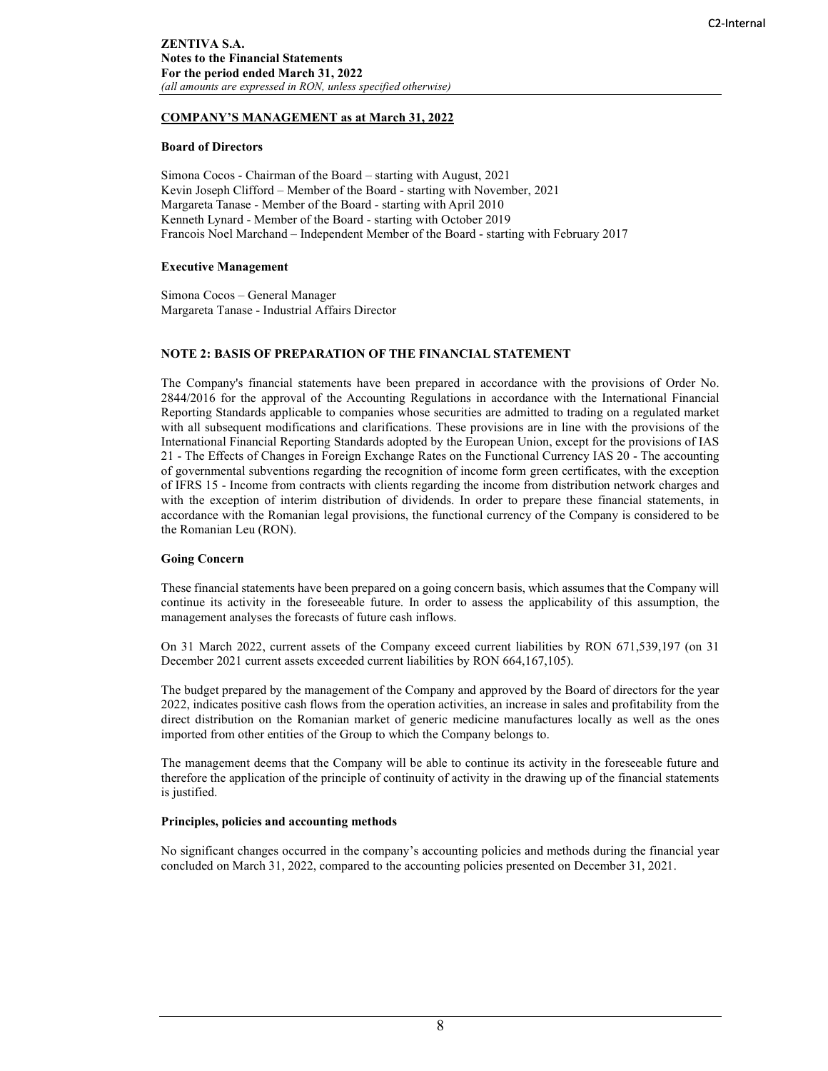## COMPANY'S MANAGEMENT as at March 31, 2022

**Board of Directors**

Simona Cocos - Chairman of the Board – starting with August, 2021
Kevin Joseph Clifford – Member of the Board - starting with November, 2021
Margareta Tanase - Member of the Board - starting with April 2010
Kenneth Lynard - Member of the Board - starting with October 2019
Francois Noel Marchand – Independent Member of the Board - starting with February 2017

**Executive Management**

Simona Cocos – General Manager
Margareta Tanase - Industrial Affairs Director

## NOTE 2: BASIS OF PREPARATION OF THE FINANCIAL STATEMENT

The Company's financial statements have been prepared in accordance with the provisions of Order No. 2844/2016 for the approval of the Accounting Regulations in accordance with the International Financial Reporting Standards applicable to companies whose securities are admitted to trading on a regulated market with all subsequent modifications and clarifications. These provisions are in line with the provisions of the International Financial Reporting Standards adopted by the European Union, except for the provisions of IAS 21 - The Effects of Changes in Foreign Exchange Rates on the Functional Currency IAS 20 - The accounting of governmental subventions regarding the recognition of income form green certificates, with the exception of IFRS 15 - Income from contracts with clients regarding the income from distribution network charges and with the exception of interim distribution of dividends. In order to prepare these financial statements, in accordance with the Romanian legal provisions, the functional currency of the Company is considered to be the Romanian Leu (RON).

**Going Concern**

These financial statements have been prepared on a going concern basis, which assumes that the Company will continue its activity in the foreseeable future. In order to assess the applicability of this assumption, the management analyses the forecasts of future cash inflows.

On 31 March 2022, current assets of the Company exceed current liabilities by RON 671,539,197 (on 31 December 2021 current assets exceeded current liabilities by RON 664,167,105).

The budget prepared by the management of the Company and approved by the Board of directors for the year 2022, indicates positive cash flows from the operation activities, an increase in sales and profitability from the direct distribution on the Romanian market of generic medicine manufactures locally as well as the ones imported from other entities of the Group to which the Company belongs to.

The management deems that the Company will be able to continue its activity in the foreseeable future and therefore the application of the principle of continuity of activity in the drawing up of the financial statements is justified.

**Principles, policies and accounting methods**

No significant changes occurred in the company's accounting policies and methods during the financial year concluded on March 31, 2022, compared to the accounting policies presented on December 31, 2021.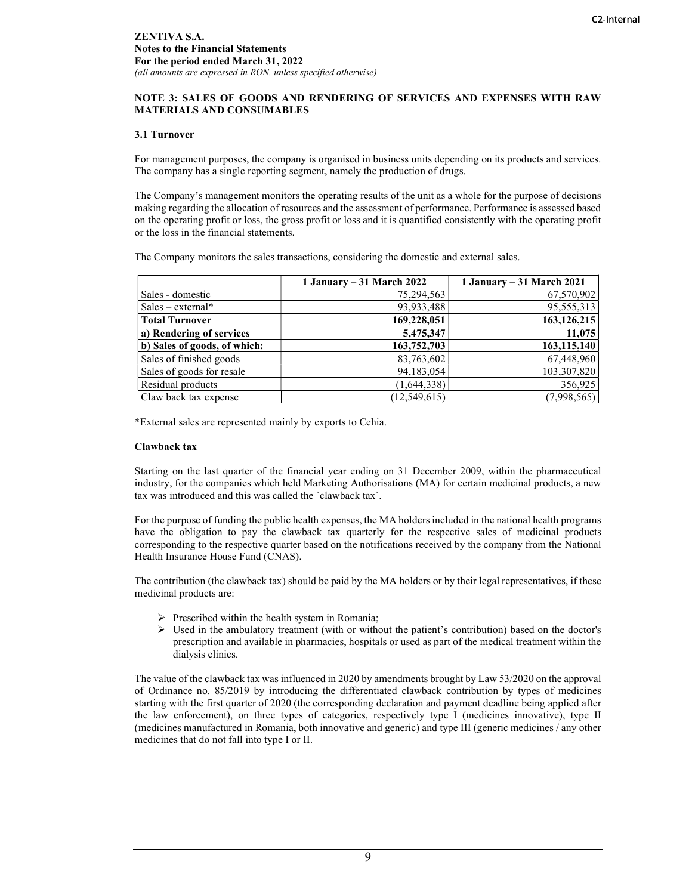## NOTE 3: SALES OF GOODS AND RENDERING OF SERVICES AND EXPENSES WITH RAW MATERIALS AND CONSUMABLES

### 3.1 Turnover

For management purposes, the company is organised in business units depending on its products and services. The company has a single reporting segment, namely the production of drugs.

The Company's management monitors the operating results of the unit as a whole for the purpose of decisions making regarding the allocation of resources and the assessment of performance. Performance is assessed based on the operating profit or loss, the gross profit or loss and it is quantified consistently with the operating profit or the loss in the financial statements.

The Company monitors the sales transactions, considering the domestic and external sales.

| | 1 January – 31 March 2022 | 1 January – 31 March 2021 |
|---|---|---|
| Sales - domestic | 75,294,563 | 67,570,902 |
| Sales – external* | 93,933,488 | 95,555,313 |
| **Total Turnover** | **169,228,051** | **163,126,215** |
| **a) Rendering of services** | **5,475,347** | **11,075** |
| **b) Sales of goods, of which:** | **163,752,703** | **163,115,140** |
| Sales of finished goods | 83,763,602 | 67,448,960 |
| Sales of goods for resale | 94,183,054 | 103,307,820 |
| Residual products | (1,644,338) | 356,925 |
| Claw back tax expense | (12,549,615) | (7,998,565) |

*External sales are represented mainly by exports to Cehia.

**Clawback tax**

Starting on the last quarter of the financial year ending on 31 December 2009, within the pharmaceutical industry, for the companies which held Marketing Authorisations (MA) for certain medicinal products, a new tax was introduced and this was called the `clawback tax`.

For the purpose of funding the public health expenses, the MA holders included in the national health programs have the obligation to pay the clawback tax quarterly for the respective sales of medicinal products corresponding to the respective quarter based on the notifications received by the company from the National Health Insurance House Fund (CNAS).

The contribution (the clawback tax) should be paid by the MA holders or by their legal representatives, if these medicinal products are:

- Prescribed within the health system in Romania;
- Used in the ambulatory treatment (with or without the patient's contribution) based on the doctor's prescription and available in pharmacies, hospitals or used as part of the medical treatment within the dialysis clinics.

The value of the clawback tax was influenced in 2020 by amendments brought by Law 53/2020 on the approval of Ordinance no. 85/2019 by introducing the differentiated clawback contribution by types of medicines starting with the first quarter of 2020 (the corresponding declaration and payment deadline being applied after the law enforcement), on three types of categories, respectively type I (medicines innovative), type II (medicines manufactured in Romania, both innovative and generic) and type III (generic medicines / any other medicines that do not fall into type I or II.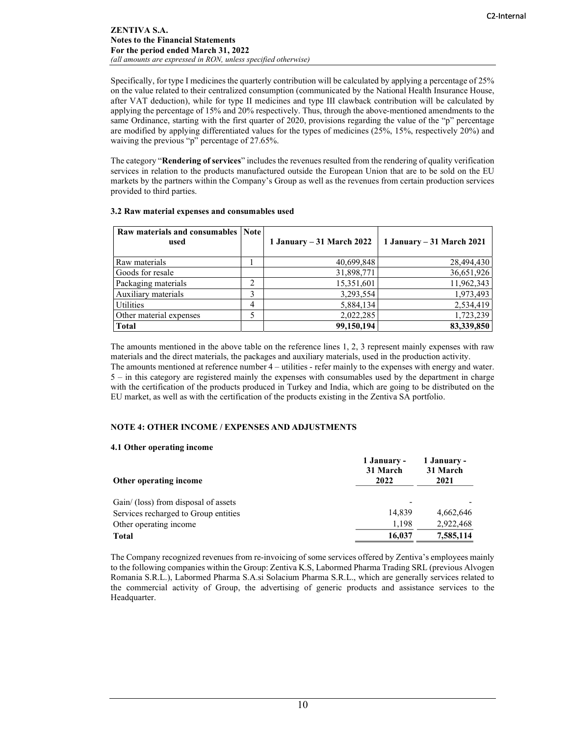Specifically, for type I medicines the quarterly contribution will be calculated by applying a percentage of 25% on the value related to their centralized consumption (communicated by the National Health Insurance House, after VAT deduction), while for type II medicines and type III clawback contribution will be calculated by applying the percentage of 15% and 20% respectively. Thus, through the above-mentioned amendments to the same Ordinance, starting with the first quarter of 2020, provisions regarding the value of the "p" percentage are modified by applying differentiated values for the types of medicines (25%, 15%, respectively 20%) and waiving the previous "p" percentage of 27.65%.

The category "**Rendering of services**" includes the revenues resulted from the rendering of quality verification services in relation to the products manufactured outside the European Union that are to be sold on the EU markets by the partners within the Company's Group as well as the revenues from certain production services provided to third parties.

### 3.2 Raw material expenses and consumables used

| Raw materials and consumables used | Note | 1 January – 31 March 2022 | 1 January – 31 March 2021 |
|---|---|---|---|
| Raw materials | 1 | 40,699,848 | 28,494,430 |
| Goods for resale | | 31,898,771 | 36,651,926 |
| Packaging materials | 2 | 15,351,601 | 11,962,343 |
| Auxiliary materials | 3 | 3,293,554 | 1,973,493 |
| Utilities | 4 | 5,884,134 | 2,534,419 |
| Other material expenses | 5 | 2,022,285 | 1,723,239 |
| **Total** | | **99,150,194** | **83,339,850** |

The amounts mentioned in the above table on the reference lines 1, 2, 3 represent mainly expenses with raw materials and the direct materials, the packages and auxiliary materials, used in the production activity.
The amounts mentioned at reference number 4 – utilities - refer mainly to the expenses with energy and water.
5 – in this category are registered mainly the expenses with consumables used by the department in charge with the certification of the products produced in Turkey and India, which are going to be distributed on the EU market, as well as with the certification of the products existing in the Zentiva SA portfolio.

## NOTE 4: OTHER INCOME / EXPENSES AND ADJUSTMENTS

### 4.1 Other operating income

| Other operating income | 1 January - 31 March 2022 | 1 January - 31 March 2021 |
|---|---|---|
| Gain/ (loss) from disposal of assets | - | - |
| Services recharged to Group entities | 14,839 | 4,662,646 |
| Other operating income | 1,198 | 2,922,468 |
| **Total** | **16,037** | **7,585,114** |

The Company recognized revenues from re-invoicing of some services offered by Zentiva's employees mainly to the following companies within the Group: Zentiva K.S, Labormed Pharma Trading SRL (previous Alvogen Romania S.R.L.), Labormed Pharma S.A.si Solacium Pharma S.R.L., which are generally services related to the commercial activity of Group, the advertising of generic products and assistance services to the Headquarter.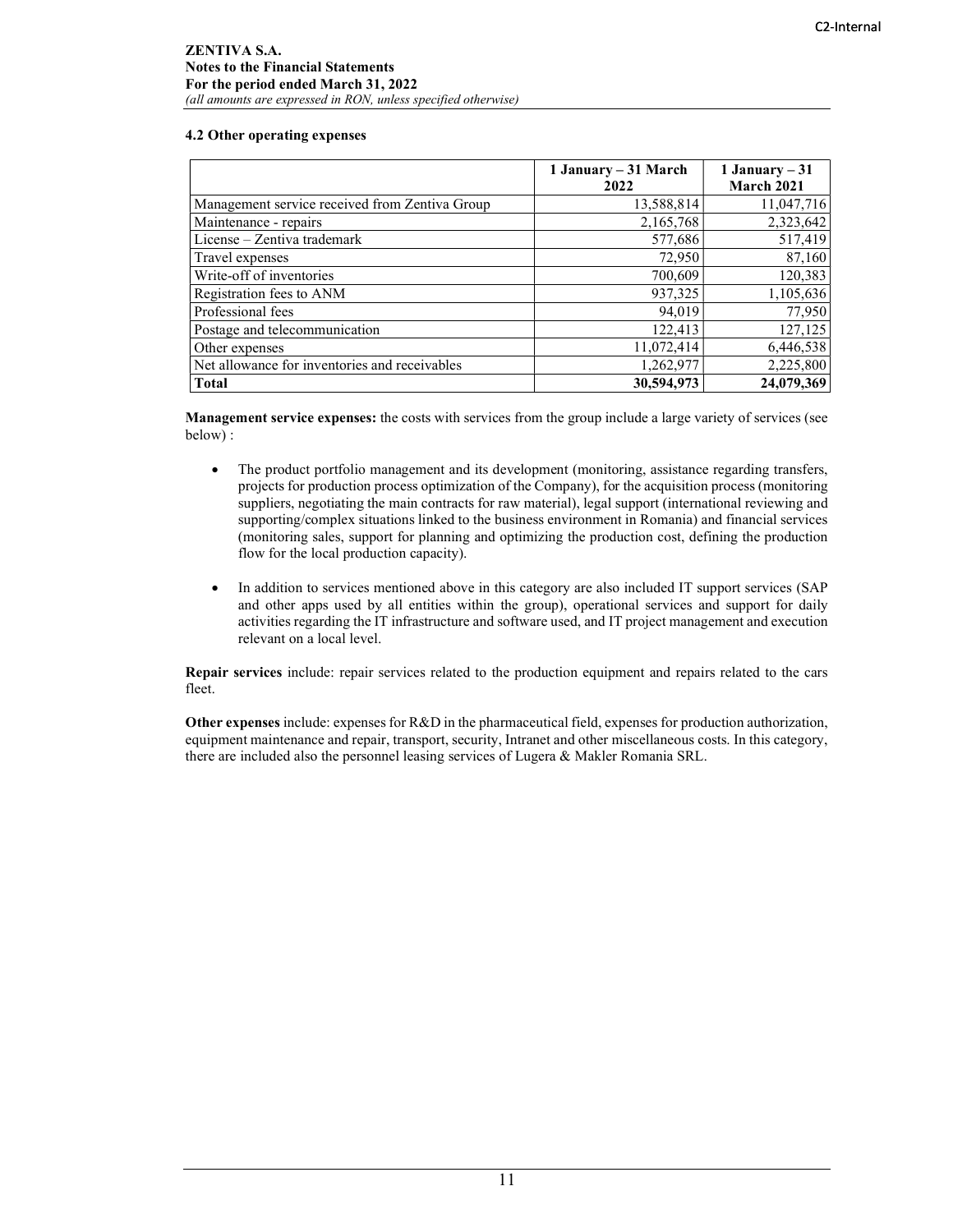### 4.2 Other operating expenses

| | 1 January – 31 March 2022 | 1 January – 31 March 2021 |
|---|---|---|
| Management service received from Zentiva Group | 13,588,814 | 11,047,716 |
| Maintenance - repairs | 2,165,768 | 2,323,642 |
| License – Zentiva trademark | 577,686 | 517,419 |
| Travel expenses | 72,950 | 87,160 |
| Write-off of inventories | 700,609 | 120,383 |
| Registration fees to ANM | 937,325 | 1,105,636 |
| Professional fees | 94,019 | 77,950 |
| Postage and telecommunication | 122,413 | 127,125 |
| Other expenses | 11,072,414 | 6,446,538 |
| Net allowance for inventories and receivables | 1,262,977 | 2,225,800 |
| **Total** | **30,594,973** | **24,079,369** |

**Management service expenses:** the costs with services from the group include a large variety of services (see below) :

- The product portfolio management and its development (monitoring, assistance regarding transfers, projects for production process optimization of the Company), for the acquisition process (monitoring suppliers, negotiating the main contracts for raw material), legal support (international reviewing and supporting/complex situations linked to the business environment in Romania) and financial services (monitoring sales, support for planning and optimizing the production cost, defining the production flow for the local production capacity).

- In addition to services mentioned above in this category are also included IT support services (SAP and other apps used by all entities within the group), operational services and support for daily activities regarding the IT infrastructure and software used, and IT project management and execution relevant on a local level.

**Repair services** include: repair services related to the production equipment and repairs related to the cars fleet.

**Other expenses** include: expenses for R&D in the pharmaceutical field, expenses for production authorization, equipment maintenance and repair, transport, security, Intranet and other miscellaneous costs. In this category, there are included also the personnel leasing services of Lugera & Makler Romania SRL.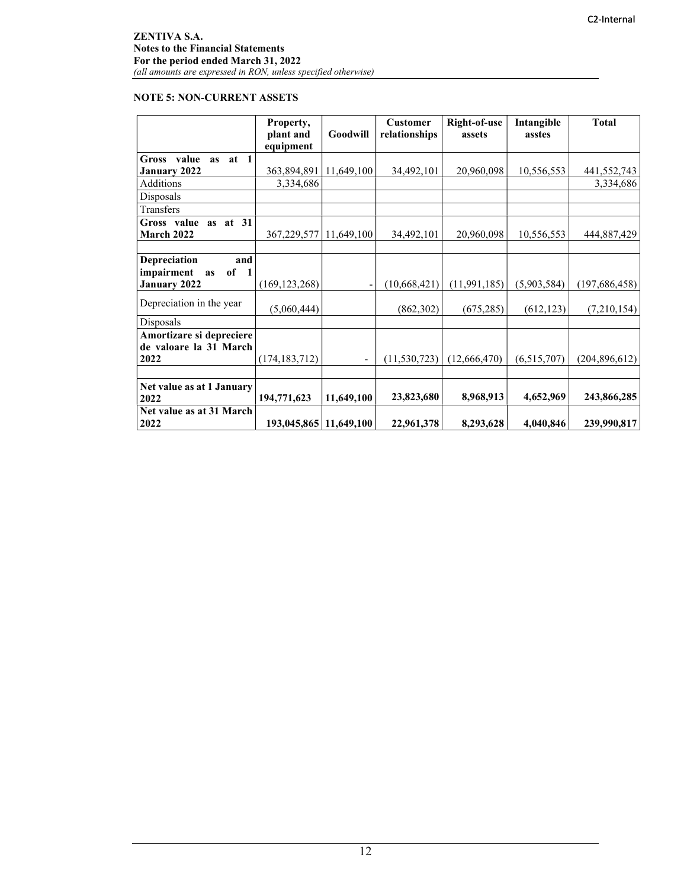## NOTE 5: NON-CURRENT ASSETS

| | Property, plant and equipment | Goodwill | Customer relationships | Right-of-use assets | Intangible asstes | Total |
|---|---|---|---|---|---|---|
| **Gross value as at 1 January 2022** | 363,894,891 | 11,649,100 | 34,492,101 | 20,960,098 | 10,556,553 | 441,552,743 |
| Additions | 3,334,686 | | | | | 3,334,686 |
| Disposals | | | | | | |
| Transfers | | | | | | |
| **Gross value as at 31 March 2022** | 367,229,577 | 11,649,100 | 34,492,101 | 20,960,098 | 10,556,553 | 444,887,429 |
| | | | | | | |
| **Depreciation and impairment as of 1 January 2022** | (169,123,268) | - | (10,668,421) | (11,991,185) | (5,903,584) | (197,686,458) |
| Depreciation in the year | (5,060,444) | | (862,302) | (675,285) | (612,123) | (7,210,154) |
| Disposals | | | | | | |
| **Amortizare si depreciere de valoare la 31 March 2022** | (174,183,712) | - | (11,530,723) | (12,666,470) | (6,515,707) | (204,896,612) |
| | | | | | | |
| **Net value as at 1 January 2022** | **194,771,623** | **11,649,100** | **23,823,680** | **8,968,913** | **4,652,969** | **243,866,285** |
| **Net value as at 31 March 2022** | **193,045,865** | **11,649,100** | **22,961,378** | **8,293,628** | **4,040,846** | **239,990,817** |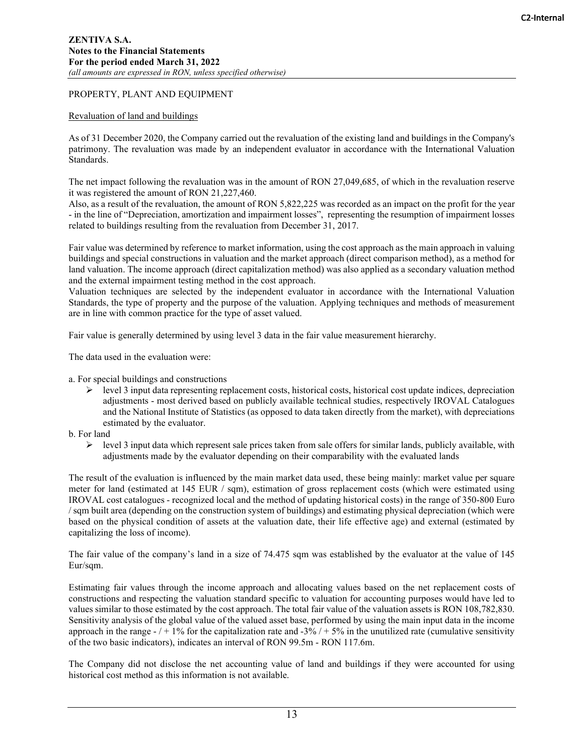PROPERTY, PLANT AND EQUIPMENT

Revaluation of land and buildings

As of 31 December 2020, the Company carried out the revaluation of the existing land and buildings in the Company's patrimony. The revaluation was made by an independent evaluator in accordance with the International Valuation Standards.

The net impact following the revaluation was in the amount of RON 27,049,685, of which in the revaluation reserve it was registered the amount of RON 21,227,460.
Also, as a result of the revaluation, the amount of RON 5,822,225 was recorded as an impact on the profit for the year - in the line of "Depreciation, amortization and impairment losses", representing the resumption of impairment losses related to buildings resulting from the revaluation from December 31, 2017.

Fair value was determined by reference to market information, using the cost approach as the main approach in valuing buildings and special constructions in valuation and the market approach (direct comparison method), as a method for land valuation. The income approach (direct capitalization method) was also applied as a secondary valuation method and the external impairment testing method in the cost approach.
Valuation techniques are selected by the independent evaluator in accordance with the International Valuation Standards, the type of property and the purpose of the valuation. Applying techniques and methods of measurement are in line with common practice for the type of asset valued.

Fair value is generally determined by using level 3 data in the fair value measurement hierarchy.

The data used in the evaluation were:

a. For special buildings and constructions
   - level 3 input data representing replacement costs, historical costs, historical cost update indices, depreciation adjustments - most derived based on publicly available technical studies, respectively IROVAL Catalogues and the National Institute of Statistics (as opposed to data taken directly from the market), with depreciations estimated by the evaluator.

b. For land
   - level 3 input data which represent sale prices taken from sale offers for similar lands, publicly available, with adjustments made by the evaluator depending on their comparability with the evaluated lands

The result of the evaluation is influenced by the main market data used, these being mainly: market value per square meter for land (estimated at 145 EUR / sqm), estimation of gross replacement costs (which were estimated using IROVAL cost catalogues - recognized local and the method of updating historical costs) in the range of 350-800 Euro / sqm built area (depending on the construction system of buildings) and estimating physical depreciation (which were based on the physical condition of assets at the valuation date, their life effective age) and external (estimated by capitalizing the loss of income).

The fair value of the company's land in a size of 74.475 sqm was established by the evaluator at the value of 145 Eur/sqm.

Estimating fair values through the income approach and allocating values based on the net replacement costs of constructions and respecting the valuation standard specific to valuation for accounting purposes would have led to values similar to those estimated by the cost approach. The total fair value of the valuation assets is RON 108,782,830. Sensitivity analysis of the global value of the valued asset base, performed by using the main input data in the income approach in the range - / + 1% for the capitalization rate and -3% / + 5% in the unutilized rate (cumulative sensitivity of the two basic indicators), indicates an interval of RON 99.5m - RON 117.6m.

The Company did not disclose the net accounting value of land and buildings if they were accounted for using historical cost method as this information is not available.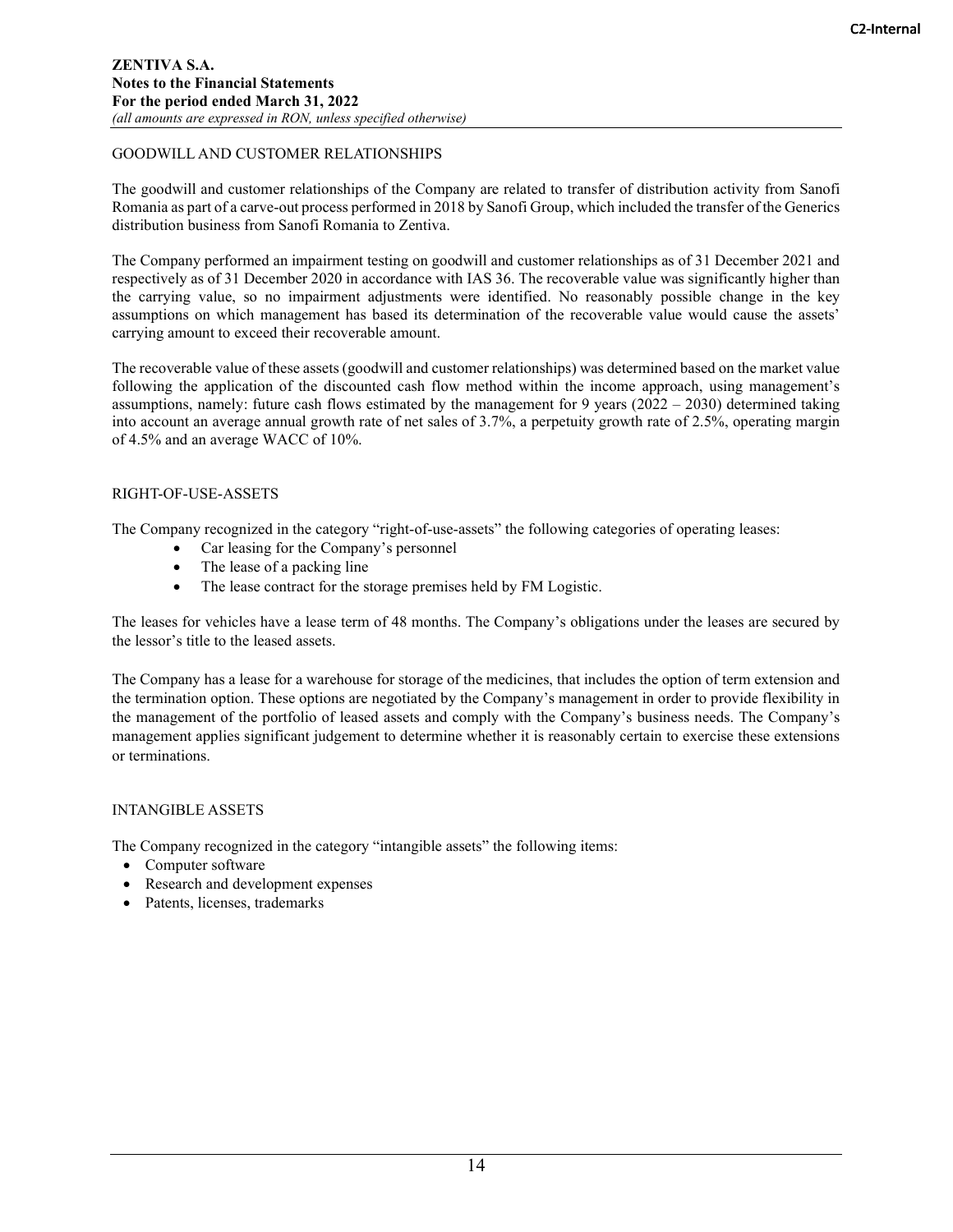GOODWILL AND CUSTOMER RELATIONSHIPS

The goodwill and customer relationships of the Company are related to transfer of distribution activity from Sanofi Romania as part of a carve-out process performed in 2018 by Sanofi Group, which included the transfer of the Generics distribution business from Sanofi Romania to Zentiva.

The Company performed an impairment testing on goodwill and customer relationships as of 31 December 2021 and respectively as of 31 December 2020 in accordance with IAS 36. The recoverable value was significantly higher than the carrying value, so no impairment adjustments were identified. No reasonably possible change in the key assumptions on which management has based its determination of the recoverable value would cause the assets' carrying amount to exceed their recoverable amount.

The recoverable value of these assets (goodwill and customer relationships) was determined based on the market value following the application of the discounted cash flow method within the income approach, using management's assumptions, namely: future cash flows estimated by the management for 9 years (2022 – 2030) determined taking into account an average annual growth rate of net sales of 3.7%, a perpetuity growth rate of 2.5%, operating margin of 4.5% and an average WACC of 10%.

RIGHT-OF-USE-ASSETS

The Company recognized in the category "right-of-use-assets" the following categories of operating leases:

- Car leasing for the Company's personnel
- The lease of a packing line
- The lease contract for the storage premises held by FM Logistic.

The leases for vehicles have a lease term of 48 months. The Company's obligations under the leases are secured by the lessor's title to the leased assets.

The Company has a lease for a warehouse for storage of the medicines, that includes the option of term extension and the termination option. These options are negotiated by the Company's management in order to provide flexibility in the management of the portfolio of leased assets and comply with the Company's business needs. The Company's management applies significant judgement to determine whether it is reasonably certain to exercise these extensions or terminations.

INTANGIBLE ASSETS

The Company recognized in the category "intangible assets" the following items:

- Computer software
- Research and development expenses
- Patents, licenses, trademarks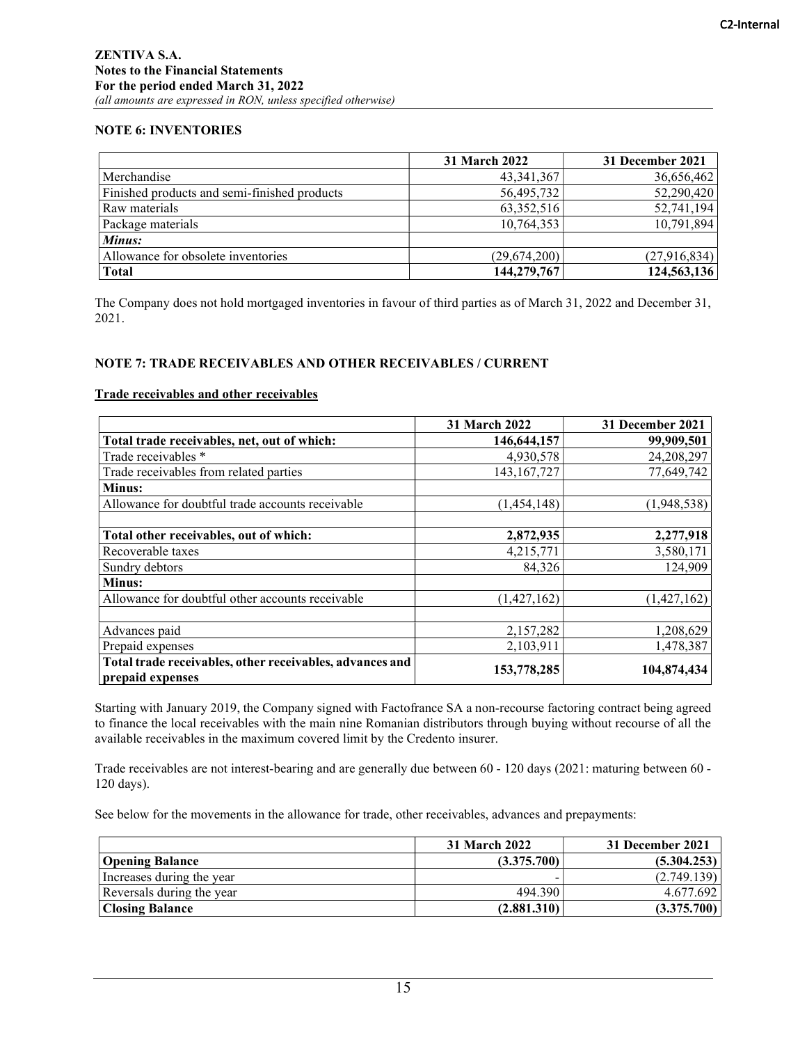**ZENTIVA S.A.**
**Notes to the Financial Statements**
**For the period ended March 31, 2022**
*(all amounts are expressed in RON, unless specified otherwise)*

### NOTE 6: INVENTORIES

| | 31 March 2022 | 31 December 2021 |
|---|---|---|
| Merchandise | 43,341,367 | 36,656,462 |
| Finished products and semi-finished products | 56,495,732 | 52,290,420 |
| Raw materials | 63,352,516 | 52,741,194 |
| Package materials | 10,764,353 | 10,791,894 |
| ***Minus:*** | | |
| Allowance for obsolete inventories | (29,674,200) | (27,916,834) |
| **Total** | **144,279,767** | **124,563,136** |

The Company does not hold mortgaged inventories in favour of third parties as of March 31, 2022 and December 31, 2021.

### NOTE 7: TRADE RECEIVABLES AND OTHER RECEIVABLES / CURRENT

**Trade receivables and other receivables**

| | 31 March 2022 | 31 December 2021 |
|---|---|---|
| **Total trade receivables, net, out of which:** | **146,644,157** | **99,909,501** |
| Trade receivables * | 4,930,578 | 24,208,297 |
| Trade receivables from related parties | 143,167,727 | 77,649,742 |
| **Minus:** | | |
| Allowance for doubtful trade accounts receivable | (1,454,148) | (1,948,538) |
| | | |
| **Total other receivables, out of which:** | **2,872,935** | **2,277,918** |
| Recoverable taxes | 4,215,771 | 3,580,171 |
| Sundry debtors | 84,326 | 124,909 |
| **Minus:** | | |
| Allowance for doubtful other accounts receivable | (1,427,162) | (1,427,162) |
| | | |
| Advances paid | 2,157,282 | 1,208,629 |
| Prepaid expenses | 2,103,911 | 1,478,387 |
| **Total trade receivables, other receivables, advances and prepaid expenses** | **153,778,285** | **104,874,434** |

Starting with January 2019, the Company signed with Factofrance SA a non-recourse factoring contract being agreed to finance the local receivables with the main nine Romanian distributors through buying without recourse of all the available receivables in the maximum covered limit by the Credento insurer.

Trade receivables are not interest-bearing and are generally due between 60 - 120 days (2021: maturing between 60 - 120 days).

See below for the movements in the allowance for trade, other receivables, advances and prepayments:

| | 31 March 2022 | 31 December 2021 |
|---|---|---|
| **Opening Balance** | **(3.375.700)** | **(5.304.253)** |
| Increases during the year | - | (2.749.139) |
| Reversals during the year | 494.390 | 4.677.692 |
| **Closing Balance** | **(2.881.310)** | **(3.375.700)** |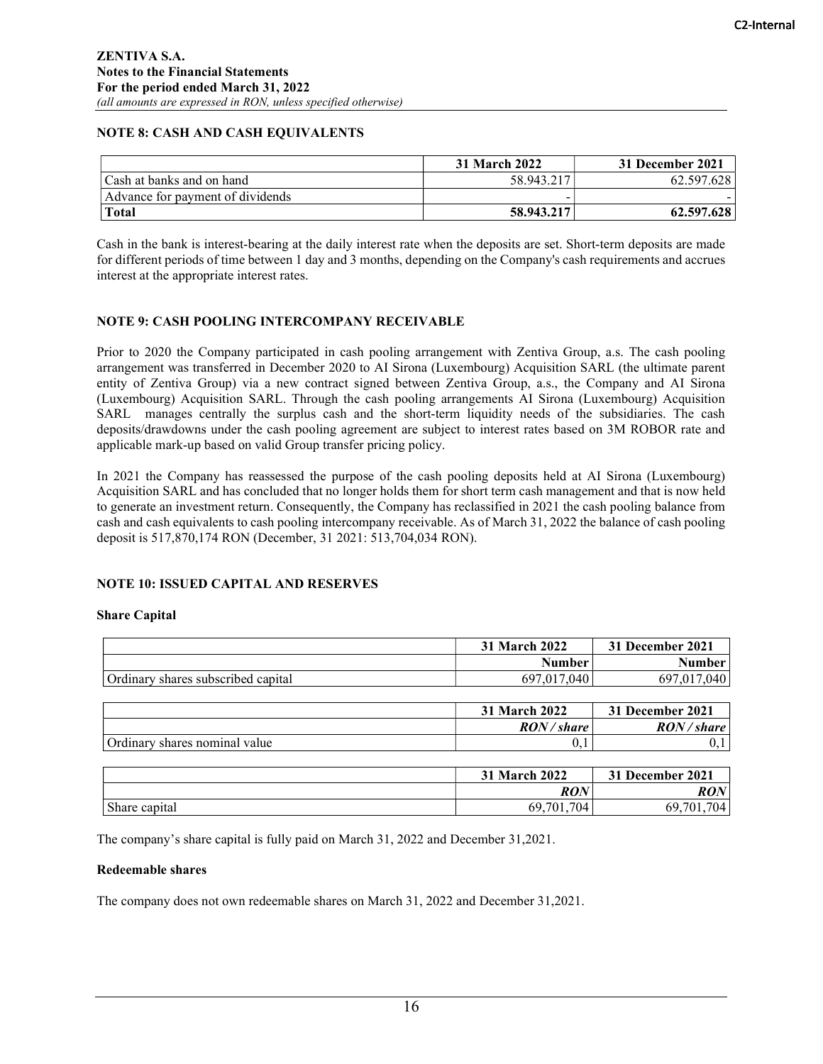**ZENTIVA S.A.**
**Notes to the Financial Statements**
**For the period ended March 31, 2022**
*(all amounts are expressed in RON, unless specified otherwise)*

## NOTE 8: CASH AND CASH EQUIVALENTS

| | 31 March 2022 | 31 December 2021 |
|---|---|---|
| Cash at banks and on hand | 58.943.217 | 62.597.628 |
| Advance for payment of dividends | - | - |
| **Total** | **58.943.217** | **62.597.628** |

Cash in the bank is interest-bearing at the daily interest rate when the deposits are set. Short-term deposits are made for different periods of time between 1 day and 3 months, depending on the Company's cash requirements and accrues interest at the appropriate interest rates.

## NOTE 9: CASH POOLING INTERCOMPANY RECEIVABLE

Prior to 2020 the Company participated in cash pooling arrangement with Zentiva Group, a.s. The cash pooling arrangement was transferred in December 2020 to AI Sirona (Luxembourg) Acquisition SARL (the ultimate parent entity of Zentiva Group) via a new contract signed between Zentiva Group, a.s., the Company and AI Sirona (Luxembourg) Acquisition SARL. Through the cash pooling arrangements AI Sirona (Luxembourg) Acquisition SARL manages centrally the surplus cash and the short-term liquidity needs of the subsidiaries. The cash deposits/drawdowns under the cash pooling agreement are subject to interest rates based on 3M ROBOR rate and applicable mark-up based on valid Group transfer pricing policy.

In 2021 the Company has reassessed the purpose of the cash pooling deposits held at AI Sirona (Luxembourg) Acquisition SARL and has concluded that no longer holds them for short term cash management and that is now held to generate an investment return. Consequently, the Company has reclassified in 2021 the cash pooling balance from cash and cash equivalents to cash pooling intercompany receivable. As of March 31, 2022 the balance of cash pooling deposit is 517,870,174 RON (December, 31 2021: 513,704,034 RON).

## NOTE 10: ISSUED CAPITAL AND RESERVES

### Share Capital

| | 31 March 2022 | 31 December 2021 |
|---|---|---|
| | **Number** | **Number** |
| Ordinary shares subscribed capital | 697,017,040 | 697,017,040 |

| | 31 March 2022 | 31 December 2021 |
|---|---|---|
| | ***RON / share*** | ***RON / share*** |
| Ordinary shares nominal value | 0,1 | 0,1 |

| | 31 March 2022 | 31 December 2021 |
|---|---|---|
| | ***RON*** | ***RON*** |
| Share capital | 69,701,704 | 69,701,704 |

The company's share capital is fully paid on March 31, 2022 and December 31,2021.

### Redeemable shares

The company does not own redeemable shares on March 31, 2022 and December 31,2021.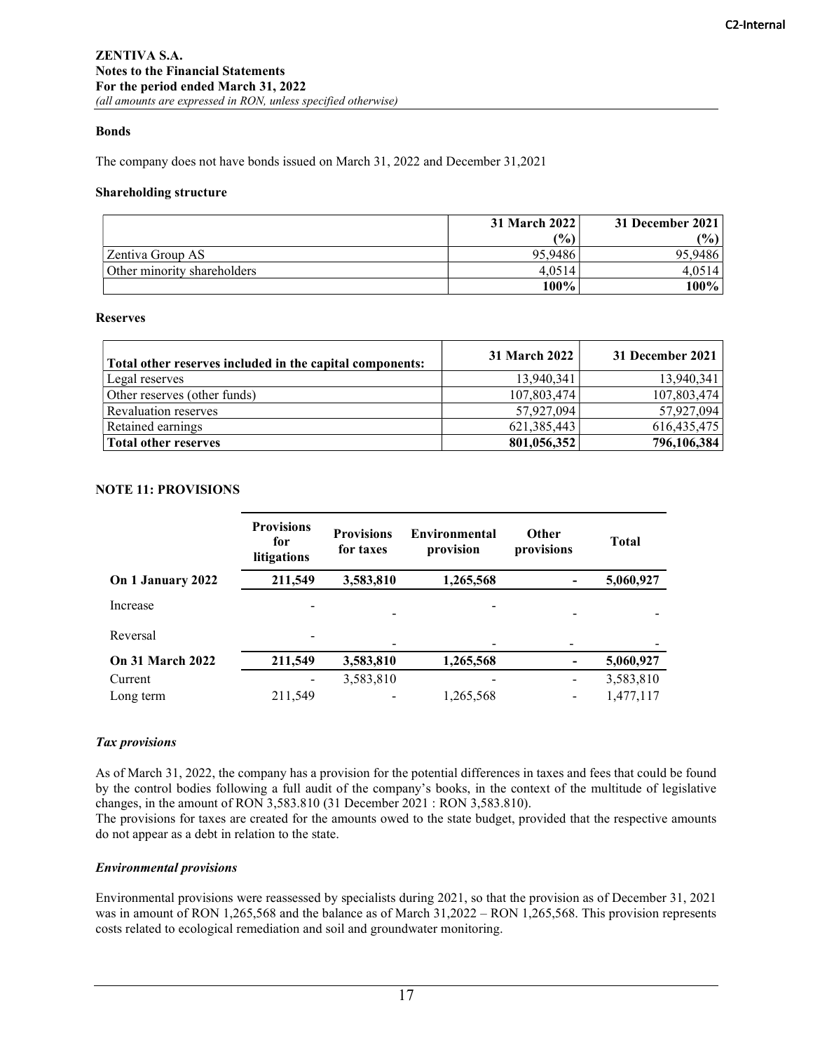**ZENTIVA S.A.**
**Notes to the Financial Statements**
**For the period ended March 31, 2022**
*(all amounts are expressed in RON, unless specified otherwise)*

**Bonds**

The company does not have bonds issued on March 31, 2022 and December 31,2021

**Shareholding structure**

| | 31 March 2022 (%) | 31 December 2021 (%) |
|---|---|---|
| Zentiva Group AS | 95,9486 | 95,9486 |
| Other minority shareholders | 4,0514 | 4,0514 |
| | **100%** | **100%** |

**Reserves**

| Total other reserves included in the capital components: | 31 March 2022 | 31 December 2021 |
|---|---|---|
| Legal reserves | 13,940,341 | 13,940,341 |
| Other reserves (other funds) | 107,803,474 | 107,803,474 |
| Revaluation reserves | 57,927,094 | 57,927,094 |
| Retained earnings | 621,385,443 | 616,435,475 |
| **Total other reserves** | **801,056,352** | **796,106,384** |

## NOTE 11: PROVISIONS

| | Provisions for litigations | Provisions for taxes | Environmental provision | Other provisions | Total |
|---|---|---|---|---|---|
| **On 1 January 2022** | **211,549** | **3,583,810** | **1,265,568** | **-** | **5,060,927** |
| Increase | - | - | - | - | - |
| Reversal | - | - | - | - | - |
| **On 31 March 2022** | **211,549** | **3,583,810** | **1,265,568** | **-** | **5,060,927** |
| Current | - | 3,583,810 | - | - | 3,583,810 |
| Long term | 211,549 | - | 1,265,568 | - | 1,477,117 |

***Tax provisions***

As of March 31, 2022, the company has a provision for the potential differences in taxes and fees that could be found by the control bodies following a full audit of the company's books, in the context of the multitude of legislative changes, in the amount of RON 3,583.810 (31 December 2021 : RON 3,583.810).
The provisions for taxes are created for the amounts owed to the state budget, provided that the respective amounts do not appear as a debt in relation to the state.

***Environmental provisions***

Environmental provisions were reassessed by specialists during 2021, so that the provision as of December 31, 2021 was in amount of RON 1,265,568 and the balance as of March 31,2022 – RON 1,265,568. This provision represents costs related to ecological remediation and soil and groundwater monitoring.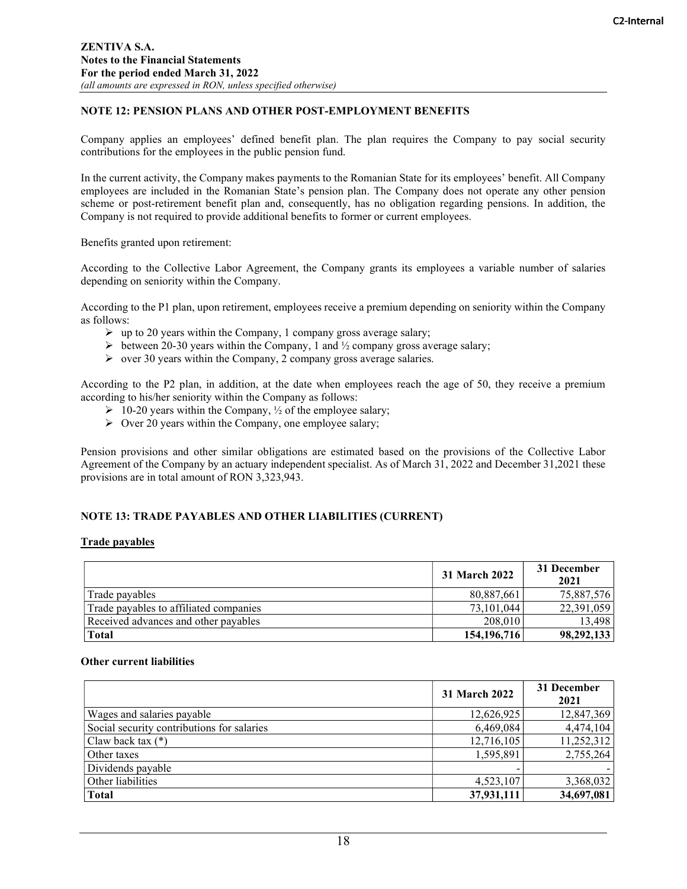**ZENTIVA S.A.**
**Notes to the Financial Statements**
**For the period ended March 31, 2022**
*(all amounts are expressed in RON, unless specified otherwise)*

## NOTE 12: PENSION PLANS AND OTHER POST-EMPLOYMENT BENEFITS

Company applies an employees' defined benefit plan. The plan requires the Company to pay social security contributions for the employees in the public pension fund.

In the current activity, the Company makes payments to the Romanian State for its employees' benefit. All Company employees are included in the Romanian State's pension plan. The Company does not operate any other pension scheme or post-retirement benefit plan and, consequently, has no obligation regarding pensions. In addition, the Company is not required to provide additional benefits to former or current employees.

Benefits granted upon retirement:

According to the Collective Labor Agreement, the Company grants its employees a variable number of salaries depending on seniority within the Company.

According to the P1 plan, upon retirement, employees receive a premium depending on seniority within the Company as follows:

- up to 20 years within the Company, 1 company gross average salary;
- between 20-30 years within the Company, 1 and ½ company gross average salary;
- over 30 years within the Company, 2 company gross average salaries.

According to the P2 plan, in addition, at the date when employees reach the age of 50, they receive a premium according to his/her seniority within the Company as follows:

- 10-20 years within the Company, ½ of the employee salary;
- Over 20 years within the Company, one employee salary;

Pension provisions and other similar obligations are estimated based on the provisions of the Collective Labor Agreement of the Company by an actuary independent specialist. As of March 31, 2022 and December 31,2021 these provisions are in total amount of RON 3,323,943.

## NOTE 13: TRADE PAYABLES AND OTHER LIABILITIES (CURRENT)

**Trade payables**

| | 31 March 2022 | 31 December 2021 |
|---|---|---|
| Trade payables | 80,887,661 | 75,887,576 |
| Trade payables to affiliated companies | 73,101,044 | 22,391,059 |
| Received advances and other payables | 208,010 | 13,498 |
| **Total** | **154,196,716** | **98,292,133** |

**Other current liabilities**

| | 31 March 2022 | 31 December 2021 |
|---|---|---|
| Wages and salaries payable | 12,626,925 | 12,847,369 |
| Social security contributions for salaries | 6,469,084 | 4,474,104 |
| Claw back tax (*) | 12,716,105 | 11,252,312 |
| Other taxes | 1,595,891 | 2,755,264 |
| Dividends payable | - | - |
| Other liabilities | 4,523,107 | 3,368,032 |
| **Total** | **37,931,111** | **34,697,081** |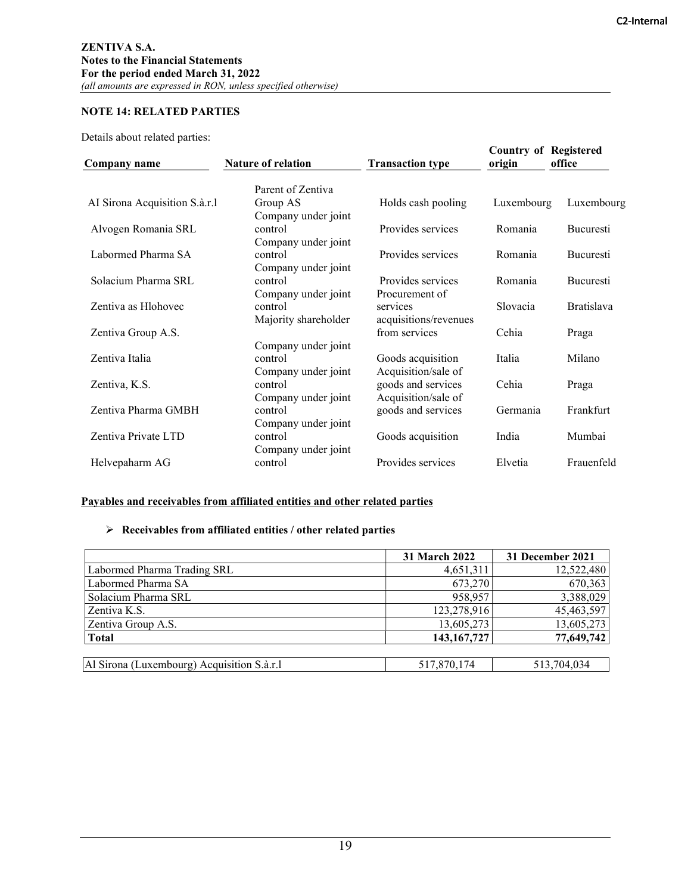**ZENTIVA S.A.**
**Notes to the Financial Statements**
**For the period ended March 31, 2022**
*(all amounts are expressed in RON, unless specified otherwise)*

## NOTE 14: RELATED PARTIES

Details about related parties:

| Company name | Nature of relation | Transaction type | Country of origin | Registered office |
|---|---|---|---|---|
| AI Sirona Acquisition S.à.r.l | Parent of Zentiva Group AS | Holds cash pooling | Luxembourg | Luxembourg |
| Alvogen Romania SRL | Company under joint control | Provides services | Romania | Bucuresti |
| Labormed Pharma SA | Company under joint control | Provides services | Romania | Bucuresti |
| Solacium Pharma SRL | Company under joint control | Provides services | Romania | Bucuresti |
| Zentiva as Hlohovec | Company under joint control | Procurement of services | Slovacia | Bratislava |
| Zentiva Group A.S. | Majority shareholder | acquisitions/revenues from services | Cehia | Praga |
| Zentiva Italia | Company under joint control | Goods acquisition | Italia | Milano |
| Zentiva, K.S. | Company under joint control | Acquisition/sale of goods and services | Cehia | Praga |
| Zentiva Pharma GMBH | Company under joint control | Acquisition/sale of goods and services | Germania | Frankfurt |
| Zentiva Private LTD | Company under joint control | Goods acquisition | India | Mumbai |
| Helvepaharm AG | Company under joint control | Provides services | Elvetia | Frauenfeld |

**Payables and receivables from affiliated entities and other related parties**

- **Receivables from affiliated entities / other related parties**

| | 31 March 2022 | 31 December 2021 |
|---|---|---|
| Labormed Pharma Trading SRL | 4,651,311 | 12,522,480 |
| Labormed Pharma SA | 673,270 | 670,363 |
| Solacium Pharma SRL | 958,957 | 3,388,029 |
| Zentiva K.S. | 123,278,916 | 45,463,597 |
| Zentiva Group A.S. | 13,605,273 | 13,605,273 |
| **Total** | **143,167,727** | **77,649,742** |

| | | |
|---|---|---|
| Al Sirona (Luxembourg) Acquisition S.à.r.l | 517,870,174 | 513,704,034 |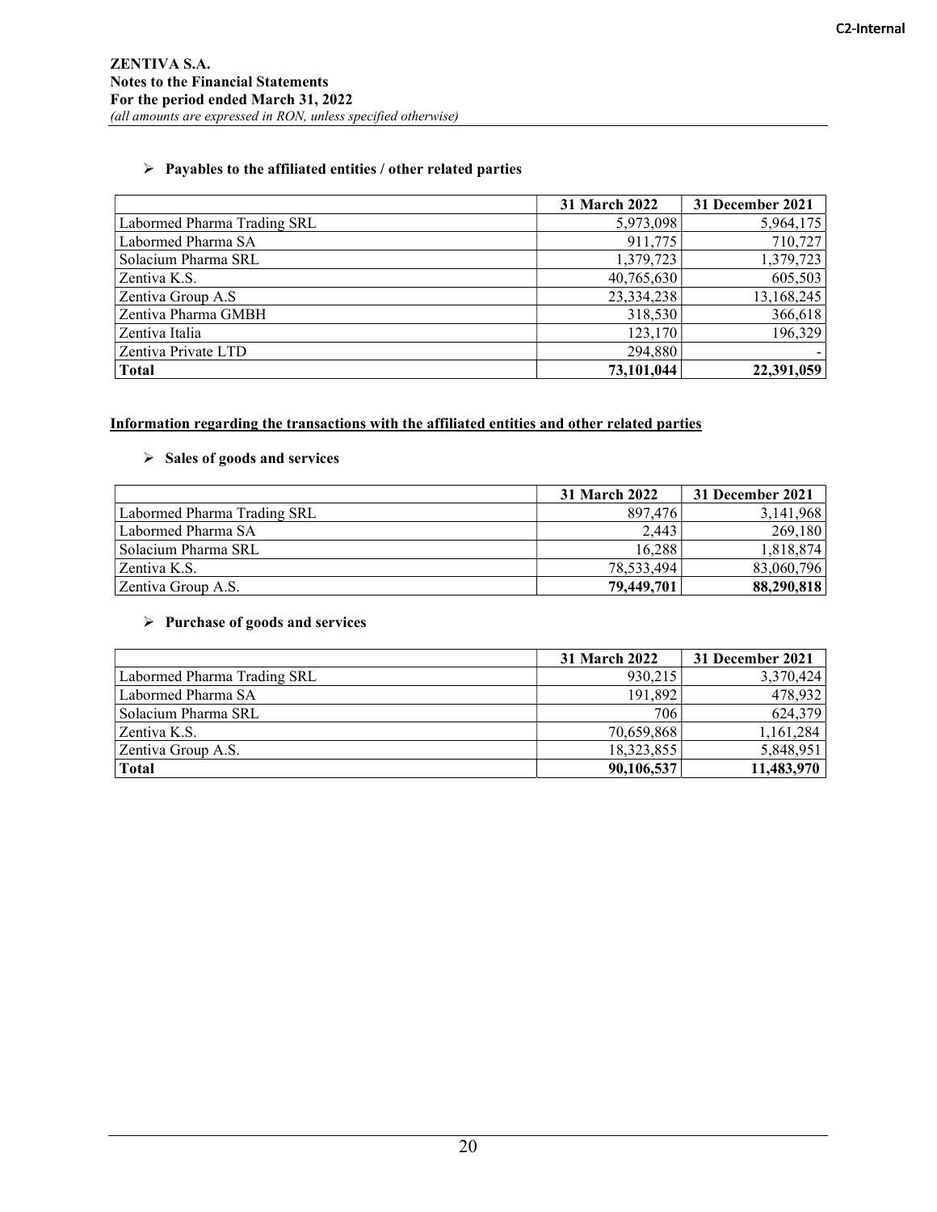- **Payables to the affiliated entities / other related parties**

| | 31 March 2022 | 31 December 2021 |
|---|---|---|
| Labormed Pharma Trading SRL | 5,973,098 | 5,964,175 |
| Labormed Pharma SA | 911,775 | 710,727 |
| Solacium Pharma SRL | 1,379,723 | 1,379,723 |
| Zentiva K.S. | 40,765,630 | 605,503 |
| Zentiva Group A.S | 23,334,238 | 13,168,245 |
| Zentiva Pharma GMBH | 318,530 | 366,618 |
| Zentiva Italia | 123,170 | 196,329 |
| Zentiva Private LTD | 294,880 | - |
| **Total** | **73,101,044** | **22,391,059** |

**Information regarding the transactions with the affiliated entities and other related parties**

- **Sales of goods and services**

| | 31 March 2022 | 31 December 2021 |
|---|---|---|
| Labormed Pharma Trading SRL | 897,476 | 3,141,968 |
| Labormed Pharma SA | 2,443 | 269,180 |
| Solacium Pharma SRL | 16,288 | 1,818,874 |
| Zentiva K.S. | 78,533,494 | 83,060,796 |
| Zentiva Group A.S. | **79,449,701** | **88,290,818** |

- **Purchase of goods and services**

| | 31 March 2022 | 31 December 2021 |
|---|---|---|
| Labormed Pharma Trading SRL | 930,215 | 3,370,424 |
| Labormed Pharma SA | 191,892 | 478,932 |
| Solacium Pharma SRL | 706 | 624,379 |
| Zentiva K.S. | 70,659,868 | 1,161,284 |
| Zentiva Group A.S. | 18,323,855 | 5,848,951 |
| **Total** | **90,106,537** | **11,483,970** |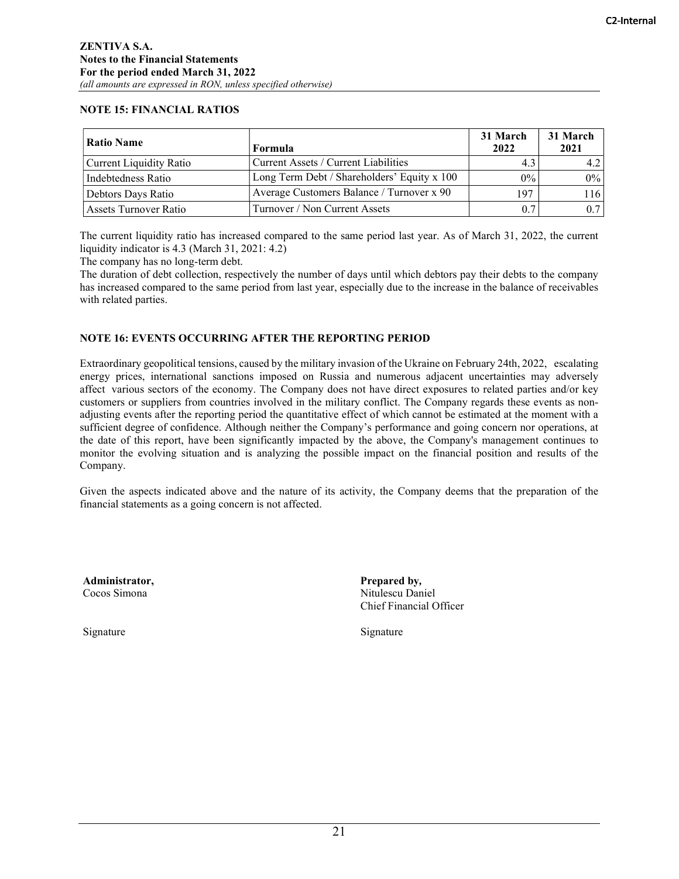## NOTE 15: FINANCIAL RATIOS

| Ratio Name | Formula | 31 March 2022 | 31 March 2021 |
|---|---|---|---|
| Current Liquidity Ratio | Current Assets / Current Liabilities | 4.3 | 4.2 |
| Indebtedness Ratio | Long Term Debt / Shareholders' Equity x 100 | 0% | 0% |
| Debtors Days Ratio | Average Customers Balance / Turnover x 90 | 197 | 116 |
| Assets Turnover Ratio | Turnover / Non Current Assets | 0.7 | 0.7 |

The current liquidity ratio has increased compared to the same period last year. As of March 31, 2022, the current liquidity indicator is 4.3 (March 31, 2021: 4.2)

The company has no long-term debt.

The duration of debt collection, respectively the number of days until which debtors pay their debts to the company has increased compared to the same period from last year, especially due to the increase in the balance of receivables with related parties.

## NOTE 16: EVENTS OCCURRING AFTER THE REPORTING PERIOD

Extraordinary geopolitical tensions, caused by the military invasion of the Ukraine on February 24th, 2022, escalating energy prices, international sanctions imposed on Russia and numerous adjacent uncertainties may adversely affect various sectors of the economy. The Company does not have direct exposures to related parties and/or key customers or suppliers from countries involved in the military conflict. The Company regards these events as non-adjusting events after the reporting period the quantitative effect of which cannot be estimated at the moment with a sufficient degree of confidence. Although neither the Company's performance and going concern nor operations, at the date of this report, have been significantly impacted by the above, the Company's management continues to monitor the evolving situation and is analyzing the possible impact on the financial position and results of the Company.

Given the aspects indicated above and the nature of its activity, the Company deems that the preparation of the financial statements as a going concern is not affected.

**Administrator,**
Cocos Simona

Signature

**Prepared by,**
Nitulescu Daniel
Chief Financial Officer

Signature